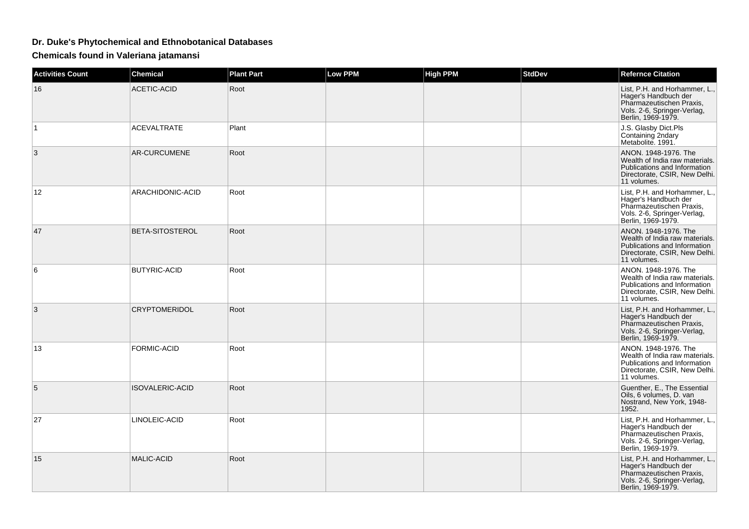# Dr. Duke's Phytochemical and Ethnobotanical Databases

## Chemicals found in Valeriana jatamansi

| Activities Count | Chemical | Plant Part | Low PPM | High PPM | StdDev | Refernce Citation |
|---|---|---|---|---|---|---|
| 16 | ACETIC-ACID | Root | | | | List, P.H. and Horhammer, L., Hager's Handbuch der Pharmazeutischen Praxis, Vols. 2-6, Springer-Verlag, Berlin, 1969-1979. |
| 1 | ACEVALTRATE | Plant | | | | J.S. Glasby Dict.Pls Containing 2ndary Metabolite. 1991. |
| 3 | AR-CURCUMENE | Root | | | | ANON. 1948-1976. The Wealth of India raw materials. Publications and Information Directorate, CSIR, New Delhi. 11 volumes. |
| 12 | ARACHIDONIC-ACID | Root | | | | List, P.H. and Horhammer, L., Hager's Handbuch der Pharmazeutischen Praxis, Vols. 2-6, Springer-Verlag, Berlin, 1969-1979. |
| 47 | BETA-SITOSTEROL | Root | | | | ANON. 1948-1976. The Wealth of India raw materials. Publications and Information Directorate, CSIR, New Delhi. 11 volumes. |
| 6 | BUTYRIC-ACID | Root | | | | ANON. 1948-1976. The Wealth of India raw materials. Publications and Information Directorate, CSIR, New Delhi. 11 volumes. |
| 3 | CRYPTOMERIDOL | Root | | | | List, P.H. and Horhammer, L., Hager's Handbuch der Pharmazeutischen Praxis, Vols. 2-6, Springer-Verlag, Berlin, 1969-1979. |
| 13 | FORMIC-ACID | Root | | | | ANON. 1948-1976. The Wealth of India raw materials. Publications and Information Directorate, CSIR, New Delhi. 11 volumes. |
| 5 | ISOVALERIC-ACID | Root | | | | Guenther, E., The Essential Oils, 6 volumes, D. van Nostrand, New York, 1948-1952. |
| 27 | LINOLEIC-ACID | Root | | | | List, P.H. and Horhammer, L., Hager's Handbuch der Pharmazeutischen Praxis, Vols. 2-6, Springer-Verlag, Berlin, 1969-1979. |
| 15 | MALIC-ACID | Root | | | | List, P.H. and Horhammer, L., Hager's Handbuch der Pharmazeutischen Praxis, Vols. 2-6, Springer-Verlag, Berlin, 1969-1979. |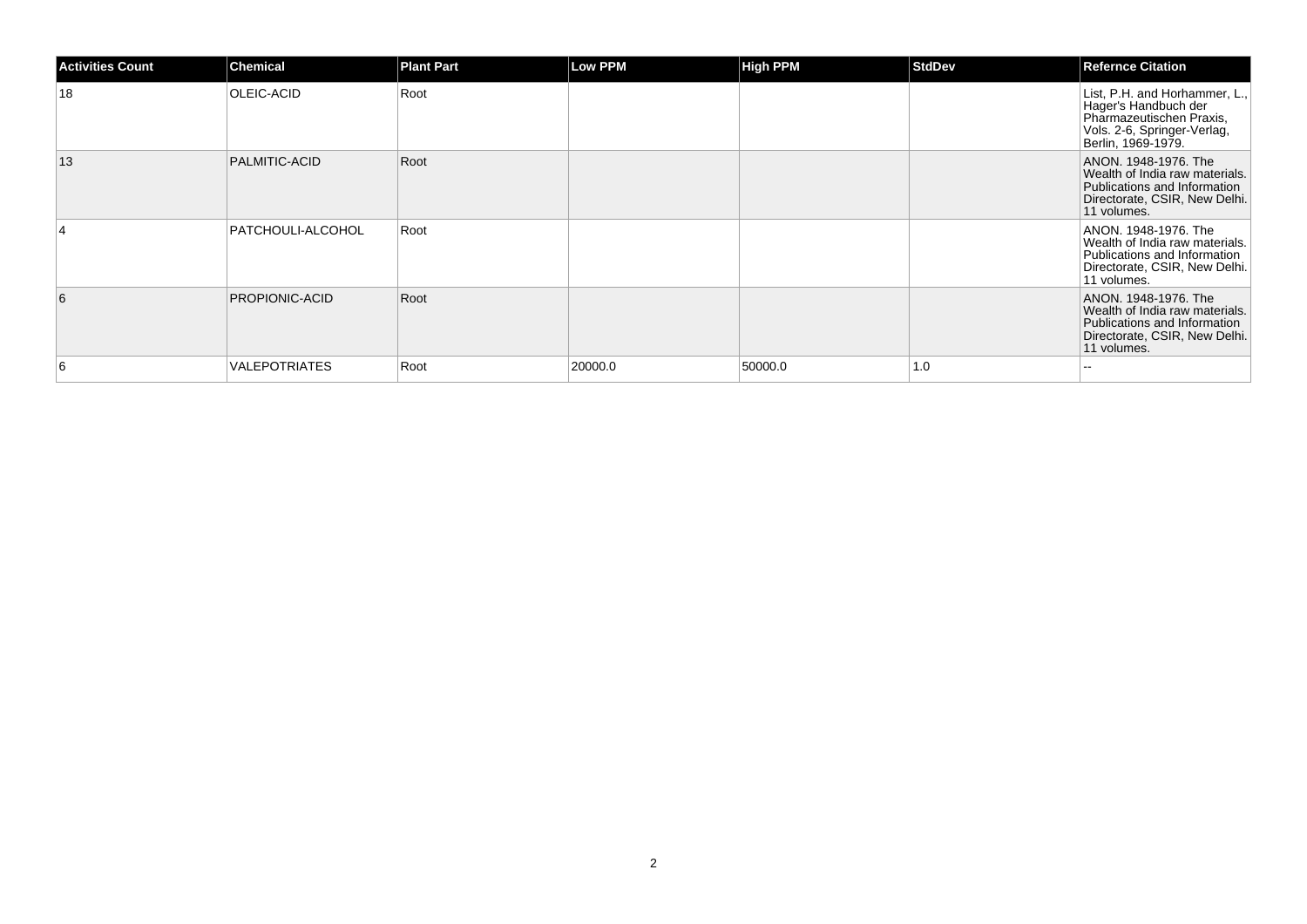| Activities Count | Chemical | Plant Part | Low PPM | High PPM | StdDev | Refernce Citation |
|---|---|---|---|---|---|---|
| 18 | OLEIC-ACID | Root | | | | List, P.H. and Horhammer, L., Hager's Handbuch der Pharmazeutischen Praxis, Vols. 2-6, Springer-Verlag, Berlin, 1969-1979. |
| 13 | PALMITIC-ACID | Root | | | | ANON. 1948-1976. The Wealth of India raw materials. Publications and Information Directorate, CSIR, New Delhi. 11 volumes. |
| 4 | PATCHOULI-ALCOHOL | Root | | | | ANON. 1948-1976. The Wealth of India raw materials. Publications and Information Directorate, CSIR, New Delhi. 11 volumes. |
| 6 | PROPIONIC-ACID | Root | | | | ANON. 1948-1976. The Wealth of India raw materials. Publications and Information Directorate, CSIR, New Delhi. 11 volumes. |
| 6 | VALEPOTRIATES | Root | 20000.0 | 50000.0 | 1.0 | -- |